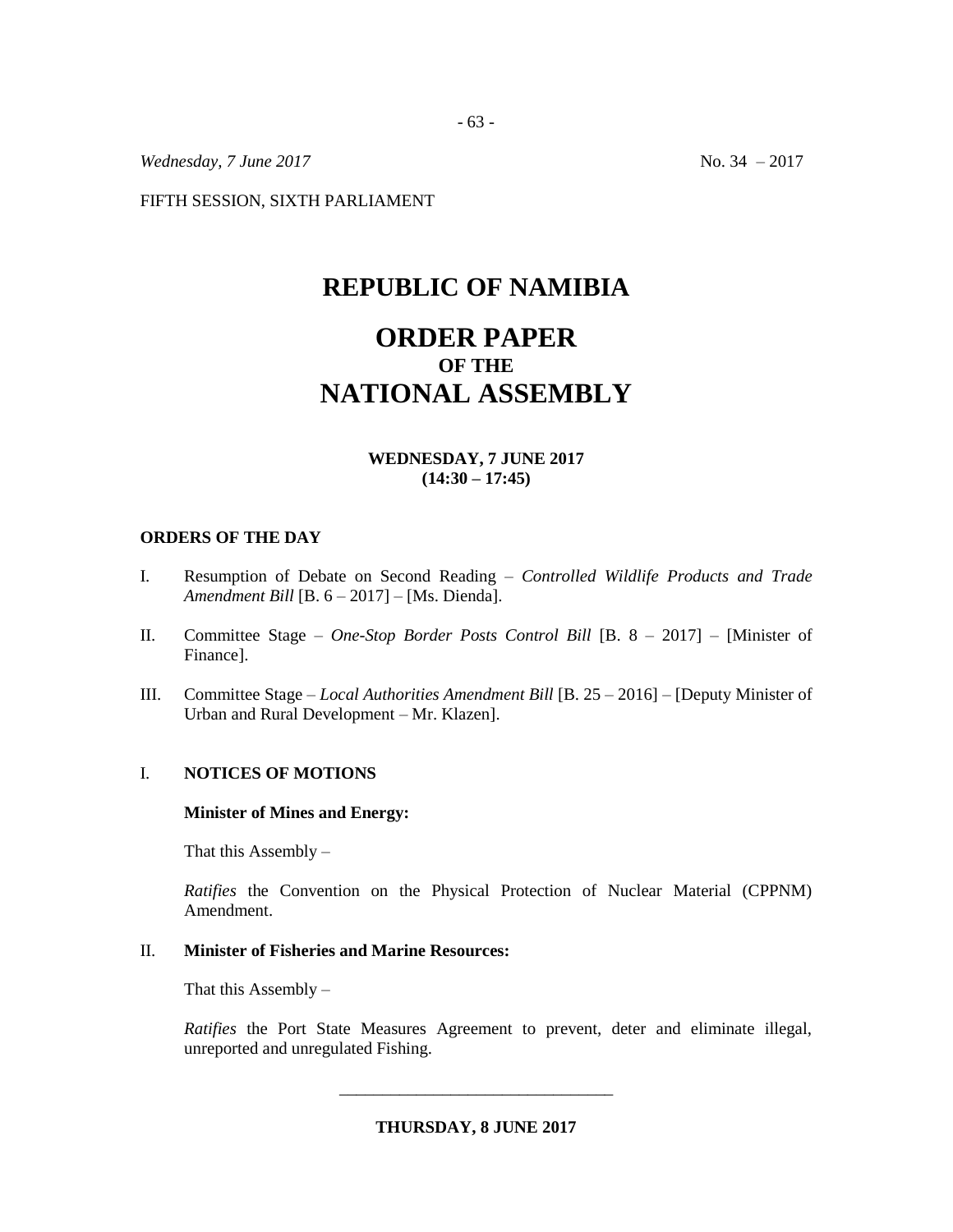*Wednesday, 7 June 2017* No. 34 – 2017

FIFTH SESSION, SIXTH PARLIAMENT

# REPUBLIC OF NAMIBIA

# ORDER PAPER
## OF THE
# NATIONAL ASSEMBLY

**WEDNESDAY, 7 JUNE 2017**
**(14:30 – 17:45)**

**ORDERS OF THE DAY**

I. Resumption of Debate on Second Reading – *Controlled Wildlife Products and Trade Amendment Bill* [B. 6 – 2017] – [Ms. Dienda].

II. Committee Stage – *One-Stop Border Posts Control Bill* [B. 8 – 2017] – [Minister of Finance].

III. Committee Stage – *Local Authorities Amendment Bill* [B. 25 – 2016] – [Deputy Minister of Urban and Rural Development – Mr. Klazen].

I. **NOTICES OF MOTIONS**

**Minister of Mines and Energy:**

That this Assembly –

*Ratifies* the Convention on the Physical Protection of Nuclear Material (CPPNM) Amendment.

II. **Minister of Fisheries and Marine Resources:**

That this Assembly –

*Ratifies* the Port State Measures Agreement to prevent, deter and eliminate illegal, unreported and unregulated Fishing.

---

**THURSDAY, 8 JUNE 2017**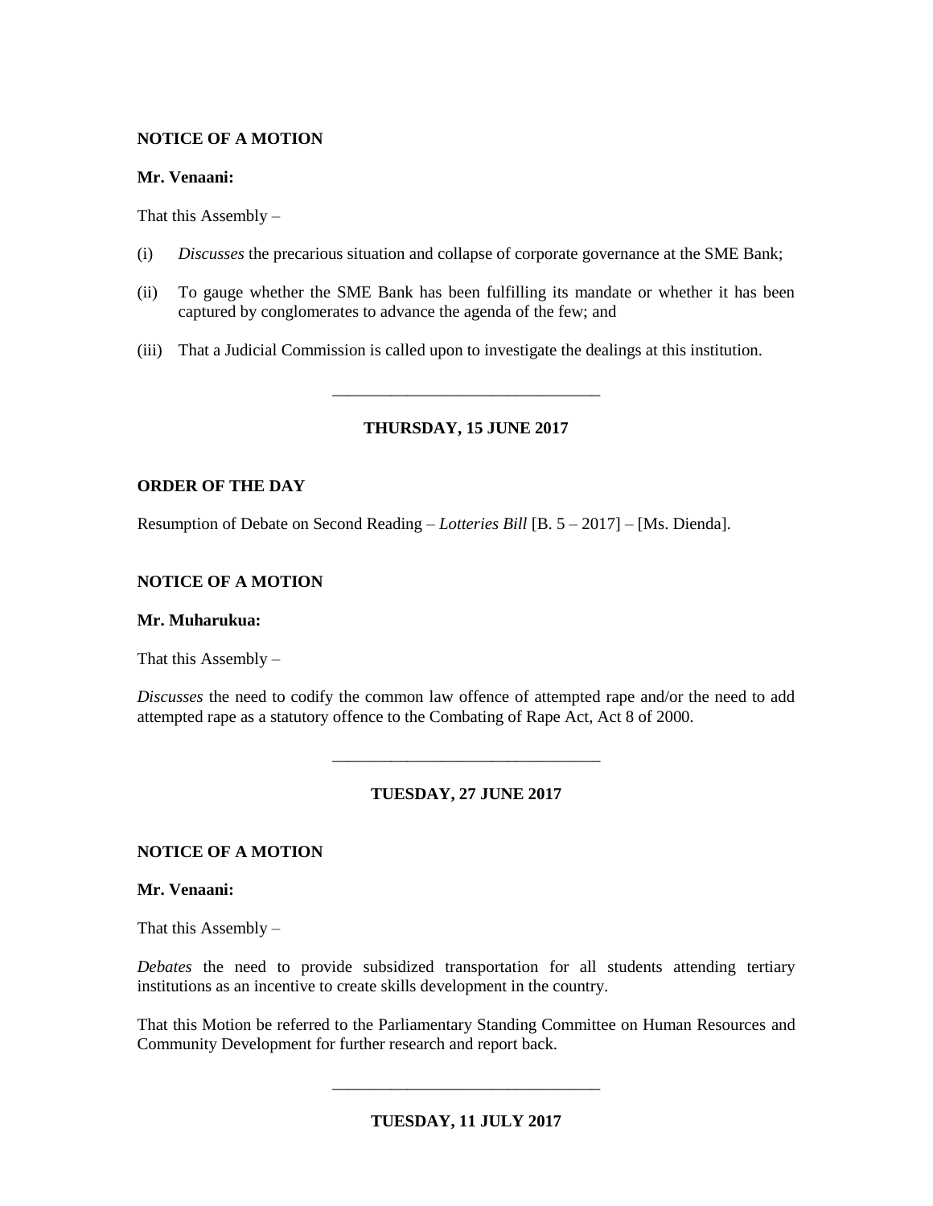**NOTICE OF A MOTION**

**Mr. Venaani:**

That this Assembly –

(i) *Discusses* the precarious situation and collapse of corporate governance at the SME Bank;

(ii) To gauge whether the SME Bank has been fulfilling its mandate or whether it has been captured by conglomerates to advance the agenda of the few; and

(iii) That a Judicial Commission is called upon to investigate the dealings at this institution.

---

**THURSDAY, 15 JUNE 2017**

**ORDER OF THE DAY**

Resumption of Debate on Second Reading – *Lotteries Bill* [B. 5 – 2017] – [Ms. Dienda].

**NOTICE OF A MOTION**

**Mr. Muharukua:**

That this Assembly –

*Discusses* the need to codify the common law offence of attempted rape and/or the need to add attempted rape as a statutory offence to the Combating of Rape Act, Act 8 of 2000.

---

**TUESDAY, 27 JUNE 2017**

**NOTICE OF A MOTION**

**Mr. Venaani:**

That this Assembly –

*Debates* the need to provide subsidized transportation for all students attending tertiary institutions as an incentive to create skills development in the country.

That this Motion be referred to the Parliamentary Standing Committee on Human Resources and Community Development for further research and report back.

---

**TUESDAY, 11 JULY 2017**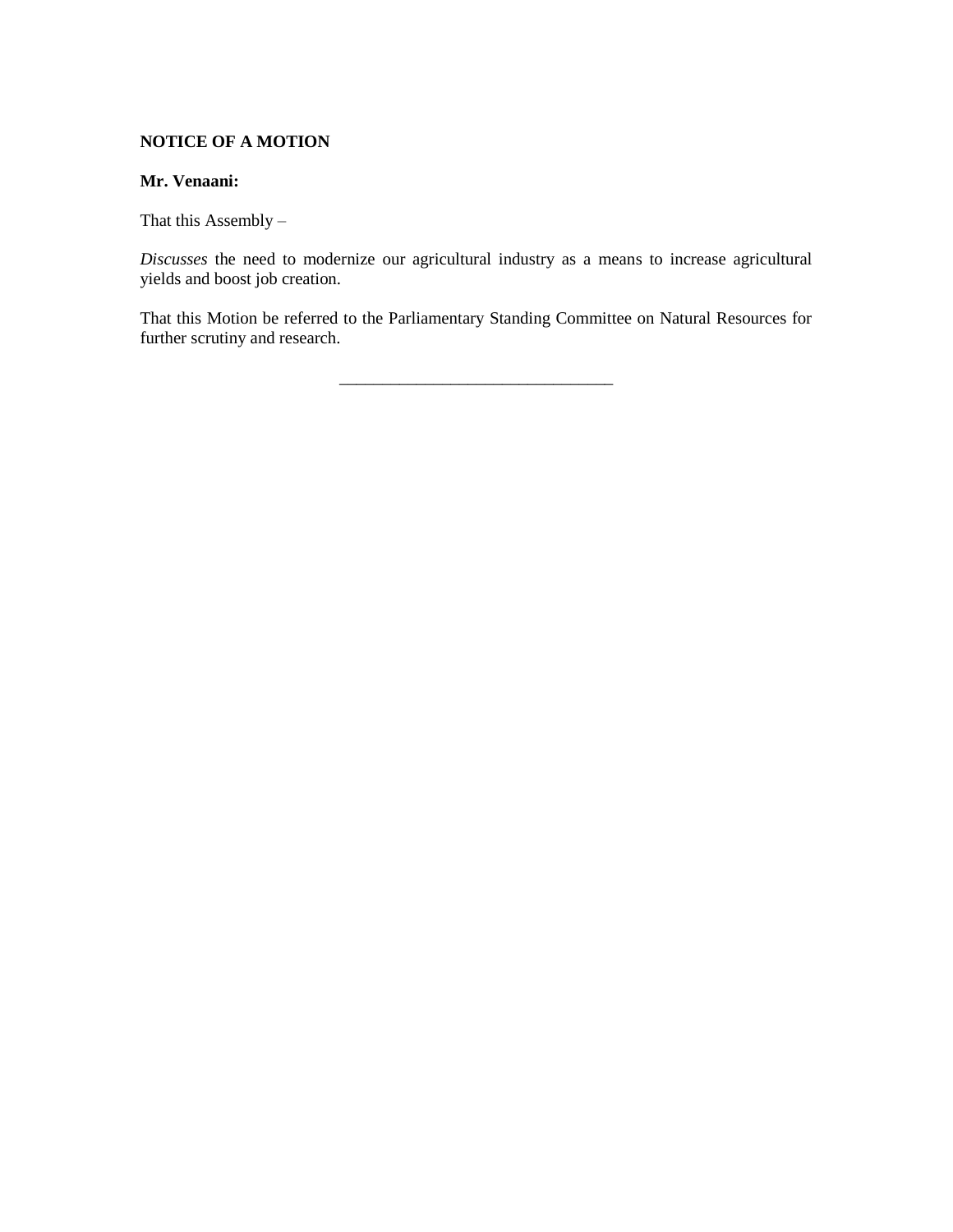**NOTICE OF A MOTION**

**Mr. Venaani:**

That this Assembly –

*Discusses* the need to modernize our agricultural industry as a means to increase agricultural yields and boost job creation.

That this Motion be referred to the Parliamentary Standing Committee on Natural Resources for further scrutiny and research.

---